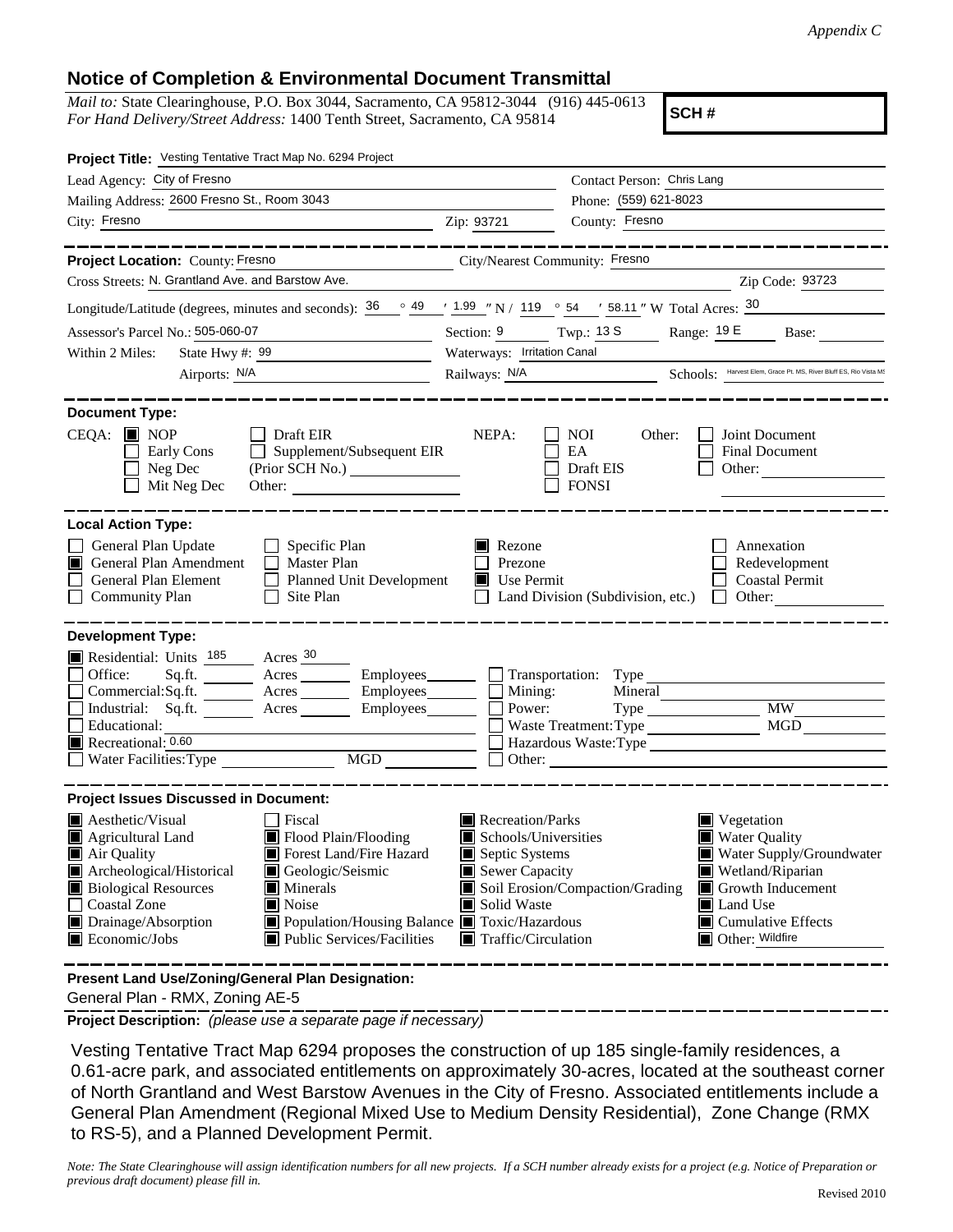*Appendix C*

## Notice of Completion & Environmental Document Transmittal

*Mail to:* State Clearinghouse, P.O. Box 3044, Sacramento, CA 95812-3044 (916) 445-0613
*For Hand Delivery/Street Address:* 1400 Tenth Street, Sacramento, CA 95814

**SCH #**

**Project Title:** Vesting Tentative Tract Map No. 6294 Project

Lead Agency: City of Fresno
Contact Person: Chris Lang
Mailing Address: 2600 Fresno St., Room 3043
Phone: (559) 621-8023
City: Fresno
Zip: 93721
County: Fresno

---

**Project Location:** County: Fresno
City/Nearest Community: Fresno
Cross Streets: N. Grantland Ave. and Barstow Ave.
Zip Code: 93723
Longitude/Latitude (degrees, minutes and seconds): 36 ° 49 ′ 1.99 ″ N / 119 ° 54 ′ 58.11 ″ W Total Acres: 30
Assessor's Parcel No.: 505-060-07
Section: 9 Twp.: 13 S Range: 19 E Base:
Within 2 Miles: State Hwy #: 99
Waterways: Irritation Canal
Airports: N/A
Railways: N/A
Schools: Harvest Elem, Grace Pt. MS, River Bluff ES, Rio Vista MS

---

**Document Type:**

CEQA:
- [x] NOP
- [ ] Early Cons
- [ ] Neg Dec
- [ ] Mit Neg Dec
- [ ] Draft EIR
- [ ] Supplement/Subsequent EIR (Prior SCH No.)
- Other:

NEPA:
- [ ] NOI
- [ ] EA
- [ ] Draft EIS
- [ ] FONSI

Other:
- [ ] Joint Document
- [ ] Final Document
- [ ] Other:

---

**Local Action Type:**

- [ ] General Plan Update
- [x] General Plan Amendment
- [ ] General Plan Element
- [ ] Community Plan
- [ ] Specific Plan
- [ ] Master Plan
- [ ] Planned Unit Development
- [ ] Site Plan
- [x] Rezone
- [ ] Prezone
- [x] Use Permit
- [ ] Land Division (Subdivision, etc.)
- [ ] Annexation
- [ ] Redevelopment
- [ ] Coastal Permit
- [ ] Other:

---

**Development Type:**

- [x] Residential: Units 185 Acres 30
- [ ] Office: Sq.ft. Acres Employees
- [ ] Commercial: Sq.ft. Acres Employees
- [ ] Industrial: Sq.ft. Acres Employees
- [ ] Educational:
- [x] Recreational: 0.60
- [ ] Water Facilities: Type MGD
- [ ] Transportation: Type
- [ ] Mining: Mineral
- [ ] Power: Type MW
- [ ] Waste Treatment: Type MGD
- [ ] Hazardous Waste: Type
- [ ] Other:

---

**Project Issues Discussed in Document:**

- [x] Aesthetic/Visual
- [x] Agricultural Land
- [x] Air Quality
- [x] Archeological/Historical
- [x] Biological Resources
- [ ] Coastal Zone
- [x] Drainage/Absorption
- [x] Economic/Jobs
- [ ] Fiscal
- [x] Flood Plain/Flooding
- [x] Forest Land/Fire Hazard
- [x] Geologic/Seismic
- [x] Minerals
- [x] Noise
- [x] Population/Housing Balance
- [x] Public Services/Facilities
- [x] Recreation/Parks
- [x] Schools/Universities
- [x] Septic Systems
- [x] Sewer Capacity
- [x] Soil Erosion/Compaction/Grading
- [x] Solid Waste
- [x] Toxic/Hazardous
- [x] Traffic/Circulation
- [x] Vegetation
- [x] Water Quality
- [x] Water Supply/Groundwater
- [x] Wetland/Riparian
- [x] Growth Inducement
- [x] Land Use
- [x] Cumulative Effects
- [x] Other: Wildfire

---

**Present Land Use/Zoning/General Plan Designation:**

General Plan - RMX, Zoning AE-5

**Project Description:** *(please use a separate page if necessary)*

Vesting Tentative Tract Map 6294 proposes the construction of up 185 single-family residences, a 0.61-acre park, and associated entitlements on approximately 30-acres, located at the southeast corner of North Grantland and West Barstow Avenues in the City of Fresno. Associated entitlements include a General Plan Amendment (Regional Mixed Use to Medium Density Residential), Zone Change (RMX to RS-5), and a Planned Development Permit.

*Note: The State Clearinghouse will assign identification numbers for all new projects. If a SCH number already exists for a project (e.g. Notice of Preparation or previous draft document) please fill in.*

Revised 2010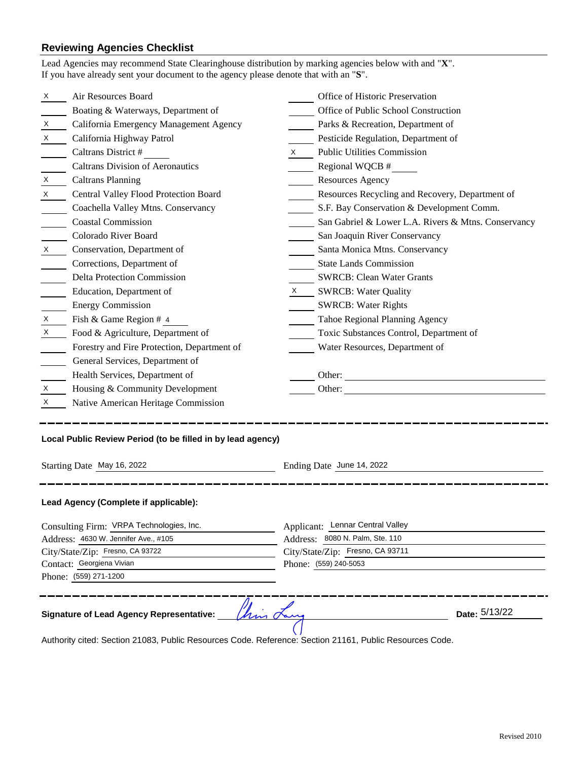## Reviewing Agencies Checklist

Lead Agencies may recommend State Clearinghouse distribution by marking agencies below with and "**X**".
If you have already sent your document to the agency please denote that with an "**S**".

| | | | |
|---|---|---|---|
| X | Air Resources Board | | Office of Historic Preservation |
| | Boating & Waterways, Department of | | Office of Public School Construction |
| X | California Emergency Management Agency | | Parks & Recreation, Department of |
| X | California Highway Patrol | | Pesticide Regulation, Department of |
| | Caltrans District # ____ | X | Public Utilities Commission |
| | Caltrans Division of Aeronautics | | Regional WQCB # ____ |
| X | Caltrans Planning | | Resources Agency |
| X | Central Valley Flood Protection Board | | Resources Recycling and Recovery, Department of |
| | Coachella Valley Mtns. Conservancy | | S.F. Bay Conservation & Development Comm. |
| | Coastal Commission | | San Gabriel & Lower L.A. Rivers & Mtns. Conservancy |
| | Colorado River Board | | San Joaquin River Conservancy |
| X | Conservation, Department of | | Santa Monica Mtns. Conservancy |
| | Corrections, Department of | | State Lands Commission |
| | Delta Protection Commission | | SWRCB: Clean Water Grants |
| | Education, Department of | X | SWRCB: Water Quality |
| | Energy Commission | | SWRCB: Water Rights |
| X | Fish & Game Region # 4 | | Tahoe Regional Planning Agency |
| X | Food & Agriculture, Department of | | Toxic Substances Control, Department of |
| | Forestry and Fire Protection, Department of | | Water Resources, Department of |
| | General Services, Department of | | |
| | Health Services, Department of | | Other: |
| X | Housing & Community Development | | Other: |
| X | Native American Heritage Commission | | |

---

**Local Public Review Period (to be filled in by lead agency)**

Starting Date May 16, 2022 &nbsp;&nbsp;&nbsp;&nbsp; Ending Date June 14, 2022

---

**Lead Agency (Complete if applicable):**

Consulting Firm: VRPA Technologies, Inc.
Address: 4630 W. Jennifer Ave., #105
City/State/Zip: Fresno, CA 93722
Contact: Georgiena Vivian
Phone: (559) 271-1200

Applicant: Lennar Central Valley
Address: 8080 N. Palm, Ste. 110
City/State/Zip: Fresno, CA 93711
Phone: (559) 240-5053

---

**Signature of Lead Agency Representative:** Chris Lang &nbsp;&nbsp;&nbsp;&nbsp; **Date:** 5/13/22

Authority cited: Section 21083, Public Resources Code. Reference: Section 21161, Public Resources Code.

Revised 2010